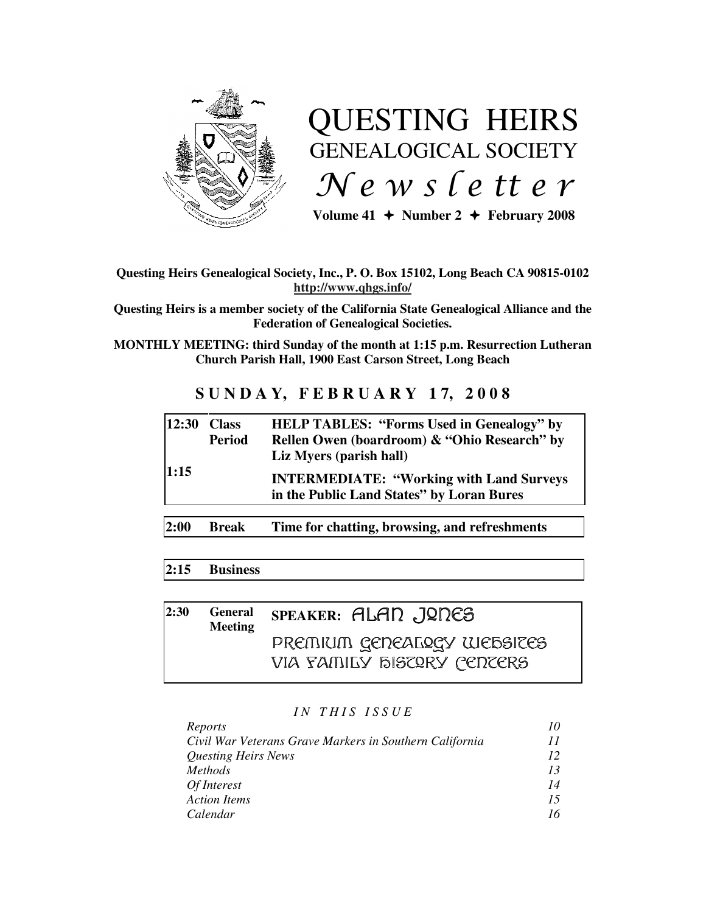# QUESTING HEIRS
## GENEALOGICAL SOCIETY
## *Newsletter*

**Volume 41 ✦ Number 2 ✦ February 2008**

**Questing Heirs Genealogical Society, Inc., P. O. Box 15102, Long Beach CA 90815-0102**
**http://www.qhgs.info/**

**Questing Heirs is a member society of the California State Genealogical Alliance and the Federation of Genealogical Societies.**

**MONTHLY MEETING: third Sunday of the month at 1:15 p.m. Resurrection Lutheran Church Parish Hall, 1900 East Carson Street, Long Beach**

## SUNDAY, FEBRUARY 17, 2008

| | | |
|---|---|---|
| **12:30** | **Class Period** | **HELP TABLES: "Forms Used in Genealogy" by Rellen Owen (boardroom) & "Ohio Research" by Liz Myers (parish hall)** |
| **1:15** | | **INTERMEDIATE: "Working with Land Surveys in the Public Land States" by Loran Bures** |
| **2:00** | **Break** | **Time for chatting, browsing, and refreshments** |
| **2:15** | **Business** | |
| **2:30** | **General Meeting** | **SPEAKER: ALAN JONES**<br>PREMIUM GENEALOGY WEBSITES VIA FAMILY HISTORY CENTERS |

*IN THIS ISSUE*

| | |
|---|---|
| *Reports* | *10* |
| *Civil War Veterans Grave Markers in Southern California* | *11* |
| *Questing Heirs News* | *12* |
| *Methods* | *13* |
| *Of Interest* | *14* |
| *Action Items* | *15* |
| *Calendar* | *16* |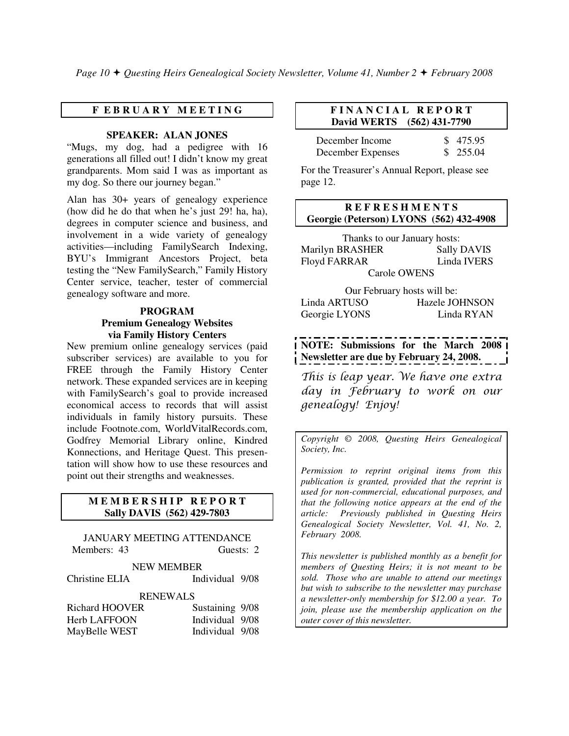## FEBRUARY MEETING

### SPEAKER: ALAN JONES

"Mugs, my dog, had a pedigree with 16 generations all filled out! I didn't know my great grandparents. Mom said I was as important as my dog. So there our journey began."

Alan has 30+ years of genealogy experience (how did he do that when he's just 29! ha, ha), degrees in computer science and business, and involvement in a wide variety of genealogy activities—including FamilySearch Indexing, BYU's Immigrant Ancestors Project, beta testing the "New FamilySearch," Family History Center service, teacher, tester of commercial genealogy software and more.

### PROGRAM
### Premium Genealogy Websites via Family History Centers

New premium online genealogy services (paid subscriber services) are available to you for FREE through the Family History Center network. These expanded services are in keeping with FamilySearch's goal to provide increased economical access to records that will assist individuals in family history pursuits. These include Footnote.com, WorldVitalRecords.com, Godfrey Memorial Library online, Kindred Konnections, and Heritage Quest. This presentation will show how to use these resources and point out their strengths and weaknesses.

## MEMBERSHIP REPORT
**Sally DAVIS (562) 429-7803**

JANUARY MEETING ATTENDANCE

Members: 43 Guests: 2

NEW MEMBER

| | | |
|---|---|---|
| Christine ELIA | Individual | 9/08 |

RENEWALS

| | | |
|---|---|---|
| Richard HOOVER | Sustaining | 9/08 |
| Herb LAFFOON | Individual | 9/08 |
| MayBelle WEST | Individual | 9/08 |

## FINANCIAL REPORT
**David WERTS (562) 431-7790**

| | |
|---|---|
| December Income | $ 475.95 |
| December Expenses | $ 255.04 |

For the Treasurer's Annual Report, please see page 12.

## REFRESHMENTS
**Georgie (Peterson) LYONS (562) 432-4908**

Thanks to our January hosts:

Marilyn BRASHER, Sally DAVIS, Floyd FARRAR, Linda IVERS, Carole OWENS

Our February hosts will be:

Linda ARTUSO, Hazele JOHNSON, Georgie LYONS, Linda RYAN

**NOTE: Submissions for the March 2008 Newsletter are due by February 24, 2008.**

*This is leap year. We have one extra day in February to work on our genealogy! Enjoy!*

*Copyright © 2008, Questing Heirs Genealogical Society, Inc.*

*Permission to reprint original items from this publication is granted, provided that the reprint is used for non-commercial, educational purposes, and that the following notice appears at the end of the article: Previously published in Questing Heirs Genealogical Society Newsletter, Vol. 41, No. 2, February 2008.*

*This newsletter is published monthly as a benefit for members of Questing Heirs; it is not meant to be sold. Those who are unable to attend our meetings but wish to subscribe to the newsletter may purchase a newsletter-only membership for $12.00 a year. To join, please use the membership application on the outer cover of this newsletter.*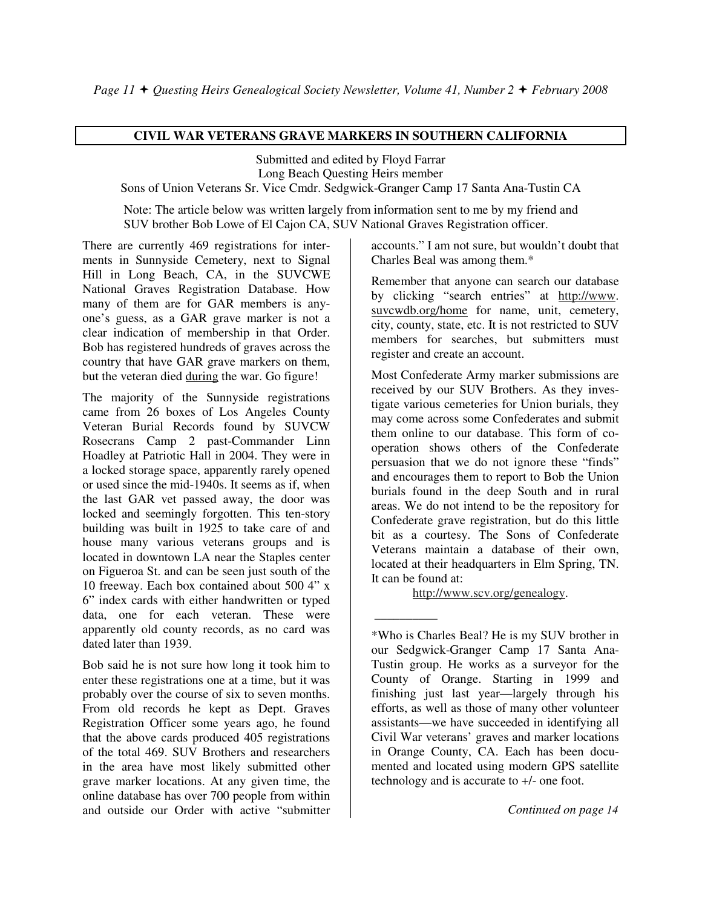## CIVIL WAR VETERANS GRAVE MARKERS IN SOUTHERN CALIFORNIA

Submitted and edited by Floyd Farrar
Long Beach Questing Heirs member
Sons of Union Veterans Sr. Vice Cmdr. Sedgwick-Granger Camp 17 Santa Ana-Tustin CA

Note: The article below was written largely from information sent to me by my friend and SUV brother Bob Lowe of El Cajon CA, SUV National Graves Registration officer.

There are currently 469 registrations for interments in Sunnyside Cemetery, next to Signal Hill in Long Beach, CA, in the SUVCWE National Graves Registration Database. How many of them are for GAR members is anyone's guess, as a GAR grave marker is not a clear indication of membership in that Order. Bob has registered hundreds of graves across the country that have GAR grave markers on them, but the veteran died <u>during</u> the war. Go figure!

The majority of the Sunnyside registrations came from 26 boxes of Los Angeles County Veteran Burial Records found by SUVCW Rosecrans Camp 2 past-Commander Linn Hoadley at Patriotic Hall in 2004. They were in a locked storage space, apparently rarely opened or used since the mid-1940s. It seems as if, when the last GAR vet passed away, the door was locked and seemingly forgotten. This ten-story building was built in 1925 to take care of and house many various veterans groups and is located in downtown LA near the Staples center on Figueroa St. and can be seen just south of the 10 freeway. Each box contained about 500 4" x 6" index cards with either handwritten or typed data, one for each veteran. These were apparently old county records, as no card was dated later than 1939.

Bob said he is not sure how long it took him to enter these registrations one at a time, but it was probably over the course of six to seven months. From old records he kept as Dept. Graves Registration Officer some years ago, he found that the above cards produced 405 registrations of the total 469. SUV Brothers and researchers in the area have most likely submitted other grave marker locations. At any given time, the online database has over 700 people from within and outside our Order with active "submitter accounts." I am not sure, but wouldn't doubt that Charles Beal was among them.*

Remember that anyone can search our database by clicking "search entries" at http://www.suvcwdb.org/home for name, unit, cemetery, city, county, state, etc. It is not restricted to SUV members for searches, but submitters must register and create an account.

Most Confederate Army marker submissions are received by our SUV Brothers. As they investigate various cemeteries for Union burials, they may come across some Confederates and submit them online to our database. This form of cooperation shows others of the Confederate persuasion that we do not ignore these "finds" and encourages them to report to Bob the Union burials found in the deep South and in rural areas. We do not intend to be the repository for Confederate grave registration, but do this little bit as a courtesy. The Sons of Confederate Veterans maintain a database of their own, located at their headquarters in Elm Spring, TN. It can be found at:

http://www.scv.org/genealogy.

__________

*Who is Charles Beal? He is my SUV brother in our Sedgwick-Granger Camp 17 Santa Ana-Tustin group. He works as a surveyor for the County of Orange. Starting in 1999 and finishing just last year—largely through his efforts, as well as those of many other volunteer assistants—we have succeeded in identifying all Civil War veterans' graves and marker locations in Orange County, CA. Each has been documented and located using modern GPS satellite technology and is accurate to +/- one foot.

*Continued on page 14*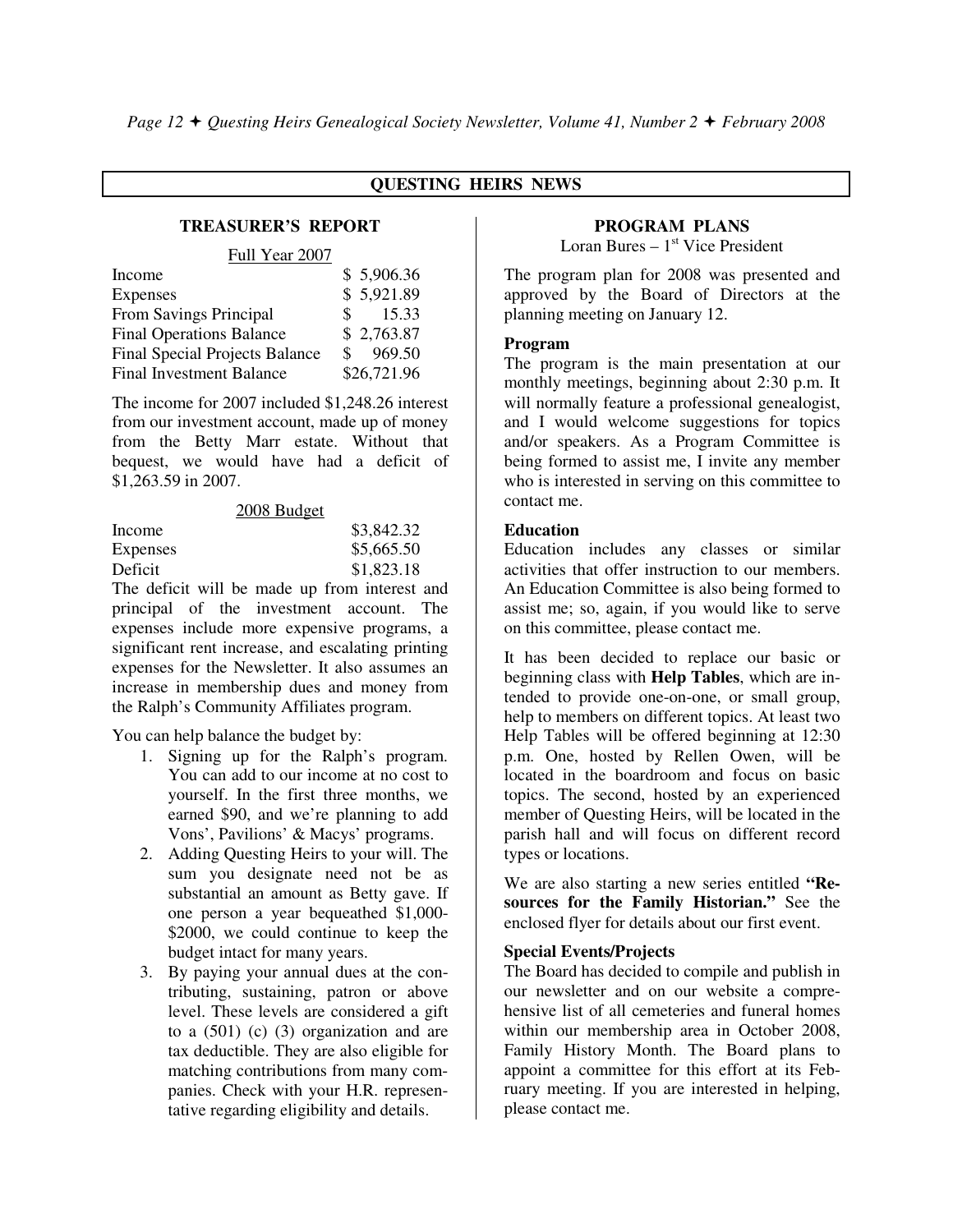## QUESTING HEIRS NEWS

### TREASURER'S REPORT

Full Year 2007

| | |
|---|---|
| Income | $ 5,906.36 |
| Expenses | $ 5,921.89 |
| From Savings Principal | $ 15.33 |
| Final Operations Balance | $ 2,763.87 |
| Final Special Projects Balance | $ 969.50 |
| Final Investment Balance | $26,721.96 |

The income for 2007 included $1,248.26 interest from our investment account, made up of money from the Betty Marr estate. Without that bequest, we would have had a deficit of $1,263.59 in 2007.

2008 Budget

| | |
|---|---|
| Income | $3,842.32 |
| Expenses | $5,665.50 |
| Deficit | $1,823.18 |

The deficit will be made up from interest and principal of the investment account. The expenses include more expensive programs, a significant rent increase, and escalating printing expenses for the Newsletter. It also assumes an increase in membership dues and money from the Ralph's Community Affiliates program.

You can help balance the budget by:

1. Signing up for the Ralph's program. You can add to our income at no cost to yourself. In the first three months, we earned $90, and we're planning to add Vons', Pavilions' & Macys' programs.
2. Adding Questing Heirs to your will. The sum you designate need not be as substantial an amount as Betty gave. If one person a year bequeathed $1,000-$2000, we could continue to keep the budget intact for many years.
3. By paying your annual dues at the contributing, sustaining, patron or above level. These levels are considered a gift to a (501) (c) (3) organization and are tax deductible. They are also eligible for matching contributions from many companies. Check with your H.R. representative regarding eligibility and details.

### PROGRAM PLANS

Loran Bures – 1st Vice President

The program plan for 2008 was presented and approved by the Board of Directors at the planning meeting on January 12.

**Program**

The program is the main presentation at our monthly meetings, beginning about 2:30 p.m. It will normally feature a professional genealogist, and I would welcome suggestions for topics and/or speakers. As a Program Committee is being formed to assist me, I invite any member who is interested in serving on this committee to contact me.

**Education**

Education includes any classes or similar activities that offer instruction to our members. An Education Committee is also being formed to assist me; so, again, if you would like to serve on this committee, please contact me.

It has been decided to replace our basic or beginning class with **Help Tables**, which are intended to provide one-on-one, or small group, help to members on different topics. At least two Help Tables will be offered beginning at 12:30 p.m. One, hosted by Rellen Owen, will be located in the boardroom and focus on basic topics. The second, hosted by an experienced member of Questing Heirs, will be located in the parish hall and will focus on different record types or locations.

We are also starting a new series entitled **"Resources for the Family Historian."** See the enclosed flyer for details about our first event.

**Special Events/Projects**

The Board has decided to compile and publish in our newsletter and on our website a comprehensive list of all cemeteries and funeral homes within our membership area in October 2008, Family History Month. The Board plans to appoint a committee for this effort at its February meeting. If you are interested in helping, please contact me.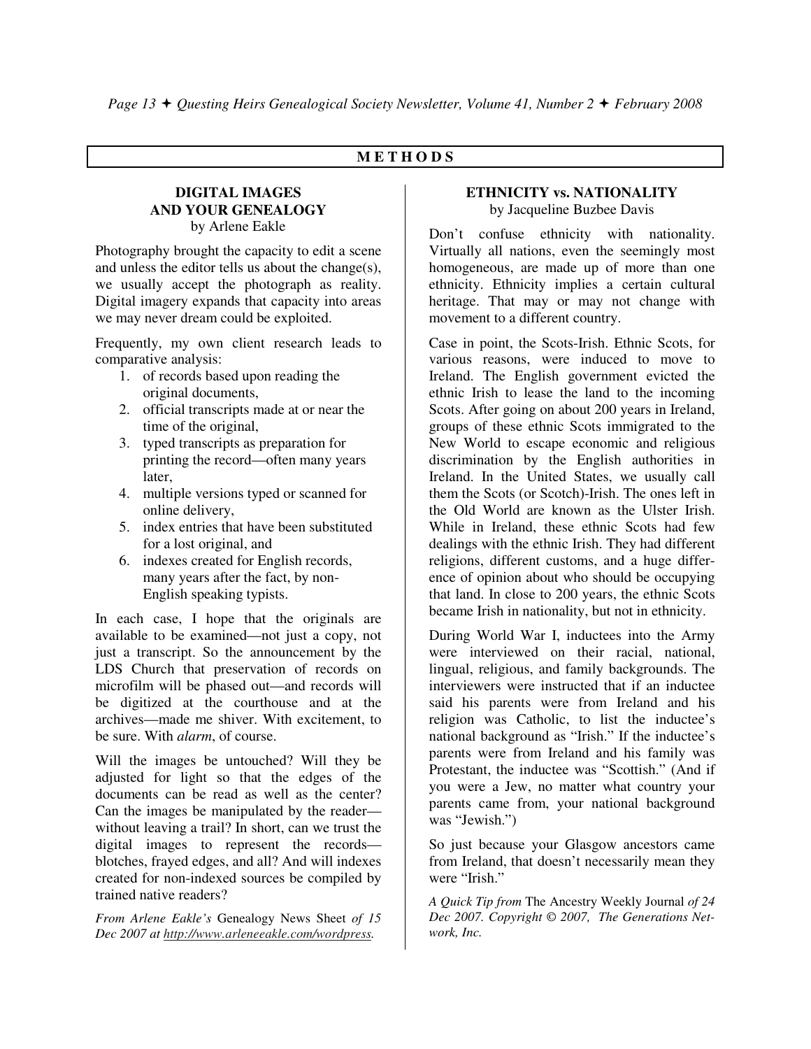## METHODS

### DIGITAL IMAGES AND YOUR GENEALOGY

by Arlene Eakle

Photography brought the capacity to edit a scene and unless the editor tells us about the change(s), we usually accept the photograph as reality. Digital imagery expands that capacity into areas we may never dream could be exploited.

Frequently, my own client research leads to comparative analysis:

1. of records based upon reading the original documents,
2. official transcripts made at or near the time of the original,
3. typed transcripts as preparation for printing the record—often many years later,
4. multiple versions typed or scanned for online delivery,
5. index entries that have been substituted for a lost original, and
6. indexes created for English records, many years after the fact, by non-English speaking typists.

In each case, I hope that the originals are available to be examined—not just a copy, not just a transcript. So the announcement by the LDS Church that preservation of records on microfilm will be phased out—and records will be digitized at the courthouse and at the archives—made me shiver. With excitement, to be sure. With *alarm*, of course.

Will the images be untouched? Will they be adjusted for light so that the edges of the documents can be read as well as the center? Can the images be manipulated by the reader—without leaving a trail? In short, can we trust the digital images to represent the records—blotches, frayed edges, and all? And will indexes created for non-indexed sources be compiled by trained native readers?

*From Arlene Eakle's* Genealogy News Sheet *of 15 Dec 2007 at* http://www.arleneeakle.com/wordpress.

### ETHNICITY vs. NATIONALITY

by Jacqueline Buzbee Davis

Don't confuse ethnicity with nationality. Virtually all nations, even the seemingly most homogeneous, are made up of more than one ethnicity. Ethnicity implies a certain cultural heritage. That may or may not change with movement to a different country.

Case in point, the Scots-Irish. Ethnic Scots, for various reasons, were induced to move to Ireland. The English government evicted the ethnic Irish to lease the land to the incoming Scots. After going on about 200 years in Ireland, groups of these ethnic Scots immigrated to the New World to escape economic and religious discrimination by the English authorities in Ireland. In the United States, we usually call them the Scots (or Scotch)-Irish. The ones left in the Old World are known as the Ulster Irish. While in Ireland, these ethnic Scots had few dealings with the ethnic Irish. They had different religions, different customs, and a huge difference of opinion about who should be occupying that land. In close to 200 years, the ethnic Scots became Irish in nationality, but not in ethnicity.

During World War I, inductees into the Army were interviewed on their racial, national, lingual, religious, and family backgrounds. The interviewers were instructed that if an inductee said his parents were from Ireland and his religion was Catholic, to list the inductee's national background as "Irish." If the inductee's parents were from Ireland and his family was Protestant, the inductee was "Scottish." (And if you were a Jew, no matter what country your parents came from, your national background was "Jewish.")

So just because your Glasgow ancestors came from Ireland, that doesn't necessarily mean they were "Irish."

*A Quick Tip from* The Ancestry Weekly Journal *of 24 Dec 2007. Copyright © 2007, The Generations Network, Inc.*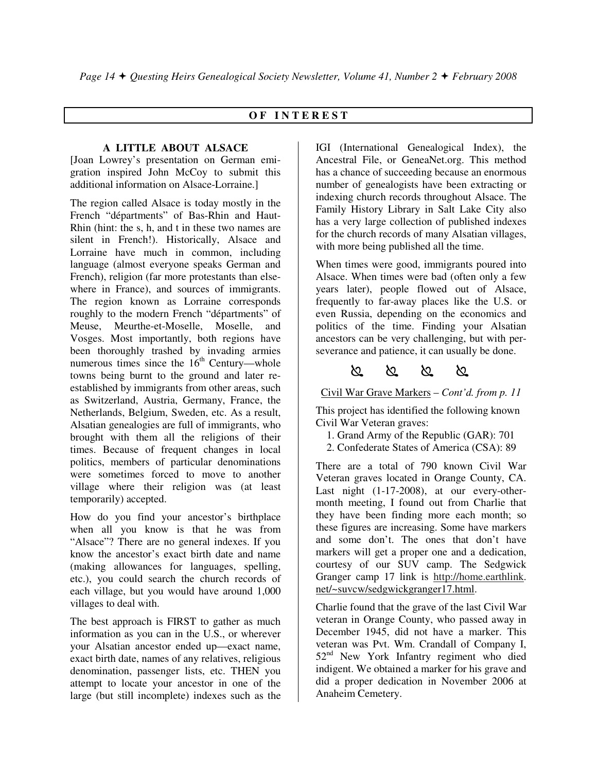## OF INTEREST

### A LITTLE ABOUT ALSACE

[Joan Lowrey's presentation on German emigration inspired John McCoy to submit this additional information on Alsace-Lorraine.]

The region called Alsace is today mostly in the French "départments" of Bas-Rhin and Haut-Rhin (hint: the s, h, and t in these two names are silent in French!). Historically, Alsace and Lorraine have much in common, including language (almost everyone speaks German and French), religion (far more protestants than elsewhere in France), and sources of immigrants. The region known as Lorraine corresponds roughly to the modern French "départments" of Meuse, Meurthe-et-Moselle, Moselle, and Vosges. Most importantly, both regions have been thoroughly trashed by invading armies numerous times since the 16th Century—whole towns being burnt to the ground and later re-established by immigrants from other areas, such as Switzerland, Austria, Germany, France, the Netherlands, Belgium, Sweden, etc. As a result, Alsatian genealogies are full of immigrants, who brought with them all the religions of their times. Because of frequent changes in local politics, members of particular denominations were sometimes forced to move to another village where their religion was (at least temporarily) accepted.

How do you find your ancestor's birthplace when all you know is that he was from "Alsace"? There are no general indexes. If you know the ancestor's exact birth date and name (making allowances for languages, spelling, etc.), you could search the church records of each village, but you would have around 1,000 villages to deal with.

The best approach is FIRST to gather as much information as you can in the U.S., or wherever your Alsatian ancestor ended up—exact name, exact birth date, names of any relatives, religious denomination, passenger lists, etc. THEN you attempt to locate your ancestor in one of the large (but still incomplete) indexes such as the IGI (International Genealogical Index), the Ancestral File, or GeneaNet.org. This method has a chance of succeeding because an enormous number of genealogists have been extracting or indexing church records throughout Alsace. The Family History Library in Salt Lake City also has a very large collection of published indexes for the church records of many Alsatian villages, with more being published all the time.

When times were good, immigrants poured into Alsace. When times were bad (often only a few years later), people flowed out of Alsace, frequently to far-away places like the U.S. or even Russia, depending on the economics and politics of the time. Finding your Alsatian ancestors can be very challenging, but with perseverance and patience, it can usually be done.

Civil War Grave Markers – *Cont'd. from p. 11*

This project has identified the following known Civil War Veteran graves:

1. Grand Army of the Republic (GAR): 701
2. Confederate States of America (CSA): 89

There are a total of 790 known Civil War Veteran graves located in Orange County, CA. Last night (1-17-2008), at our every-other-month meeting, I found out from Charlie that they have been finding more each month; so these figures are increasing. Some have markers and some don't. The ones that don't have markers will get a proper one and a dedication, courtesy of our SUV camp. The Sedgwick Granger camp 17 link is http://home.earthlink.net/~suvcw/sedgwickgranger17.html.

Charlie found that the grave of the last Civil War veteran in Orange County, who passed away in December 1945, did not have a marker. This veteran was Pvt. Wm. Crandall of Company I, 52nd New York Infantry regiment who died indigent. We obtained a marker for his grave and did a proper dedication in November 2006 at Anaheim Cemetery.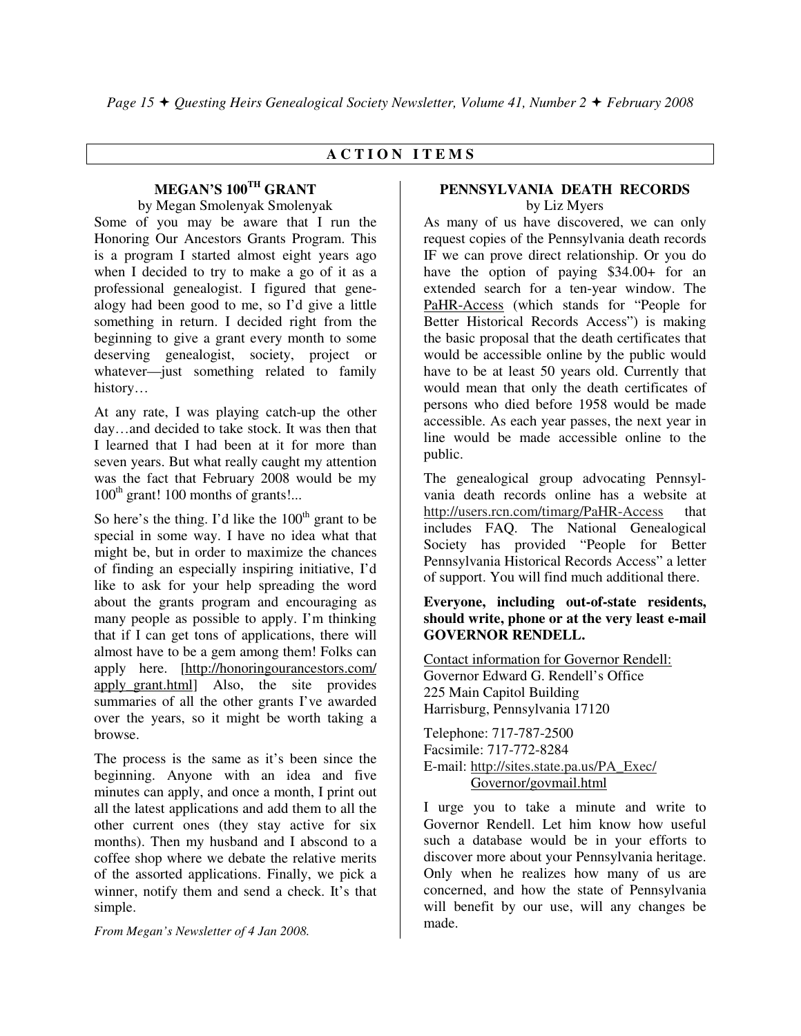## ACTION ITEMS

### MEGAN'S 100TH GRANT

by Megan Smolenyak Smolenyak

Some of you may be aware that I run the Honoring Our Ancestors Grants Program. This is a program I started almost eight years ago when I decided to try to make a go of it as a professional genealogist. I figured that genealogy had been good to me, so I'd give a little something in return. I decided right from the beginning to give a grant every month to some deserving genealogist, society, project or whatever—just something related to family history…

At any rate, I was playing catch-up the other day…and decided to take stock. It was then that I learned that I had been at it for more than seven years. But what really caught my attention was the fact that February 2008 would be my 100th grant! 100 months of grants!...

So here's the thing. I'd like the 100th grant to be special in some way. I have no idea what that might be, but in order to maximize the chances of finding an especially inspiring initiative, I'd like to ask for your help spreading the word about the grants program and encouraging as many people as possible to apply. I'm thinking that if I can get tons of applications, there will almost have to be a gem among them! Folks can apply here. [http://honoringourancestors.com/apply_grant.html] Also, the site provides summaries of all the other grants I've awarded over the years, so it might be worth taking a browse.

The process is the same as it's been since the beginning. Anyone with an idea and five minutes can apply, and once a month, I print out all the latest applications and add them to all the other current ones (they stay active for six months). Then my husband and I abscond to a coffee shop where we debate the relative merits of the assorted applications. Finally, we pick a winner, notify them and send a check. It's that simple.

*From Megan's Newsletter of 4 Jan 2008.*

### PENNSYLVANIA DEATH RECORDS

by Liz Myers

As many of us have discovered, we can only request copies of the Pennsylvania death records IF we can prove direct relationship. Or you do have the option of paying $34.00+ for an extended search for a ten-year window. The PaHR-Access (which stands for "People for Better Historical Records Access") is making the basic proposal that the death certificates that would be accessible online by the public would have to be at least 50 years old. Currently that would mean that only the death certificates of persons who died before 1958 would be made accessible. As each year passes, the next year in line would be made accessible online to the public.

The genealogical group advocating Pennsylvania death records online has a website at http://users.rcn.com/timarg/PaHR-Access that includes FAQ. The National Genealogical Society has provided "People for Better Pennsylvania Historical Records Access" a letter of support. You will find much additional there.

**Everyone, including out-of-state residents, should write, phone or at the very least e-mail GOVERNOR RENDELL.**

Contact information for Governor Rendell:
Governor Edward G. Rendell's Office
225 Main Capitol Building
Harrisburg, Pennsylvania 17120

Telephone: 717-787-2500
Facsimile: 717-772-8284
E-mail: http://sites.state.pa.us/PA_Exec/Governor/govmail.html

I urge you to take a minute and write to Governor Rendell. Let him know how useful such a database would be in your efforts to discover more about your Pennsylvania heritage. Only when he realizes how many of us are concerned, and how the state of Pennsylvania will benefit by our use, will any changes be made.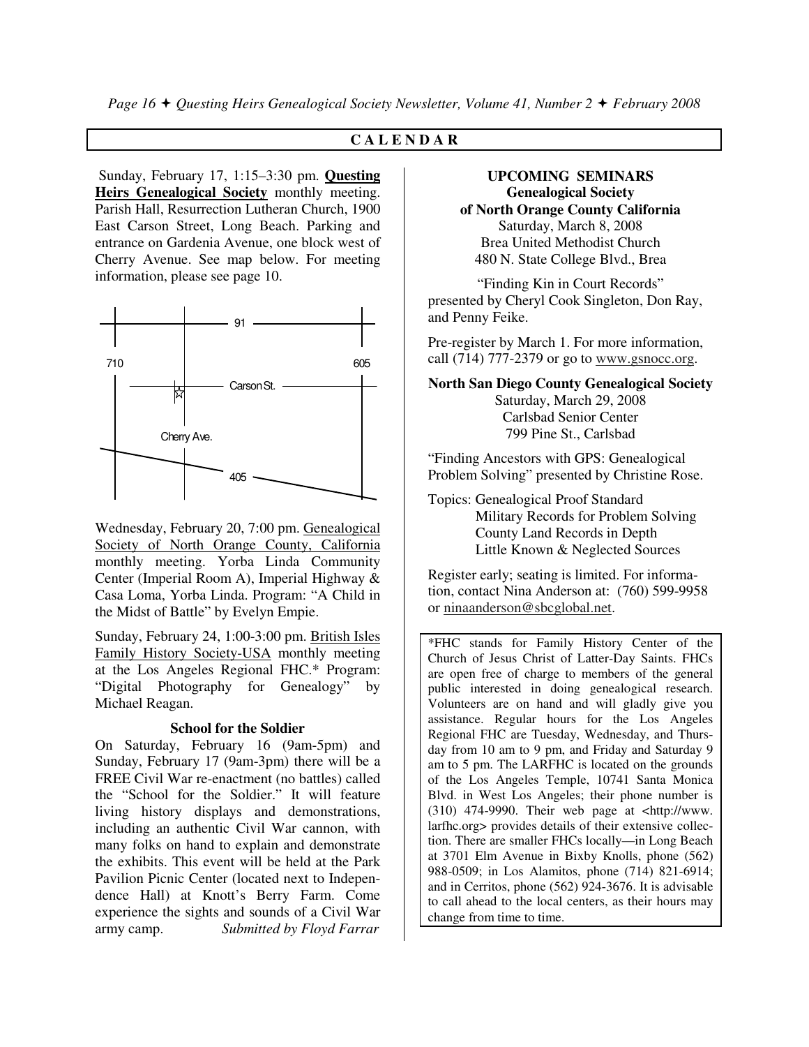## CALENDAR

Sunday, February 17, 1:15–3:30 pm. **Questing Heirs Genealogical Society** monthly meeting. Parish Hall, Resurrection Lutheran Church, 1900 East Carson Street, Long Beach. Parking and entrance on Gardenia Avenue, one block west of Cherry Avenue. See map below. For meeting information, please see page 10.

91
710
605
Carson St.
Cherry Ave.
405

Wednesday, February 20, 7:00 pm. Genealogical Society of North Orange County, California monthly meeting. Yorba Linda Community Center (Imperial Room A), Imperial Highway & Casa Loma, Yorba Linda. Program: "A Child in the Midst of Battle" by Evelyn Empie.

Sunday, February 24, 1:00-3:00 pm. British Isles Family History Society-USA monthly meeting at the Los Angeles Regional FHC.* Program: "Digital Photography for Genealogy" by Michael Reagan.

**School for the Soldier**

On Saturday, February 16 (9am-5pm) and Sunday, February 17 (9am-3pm) there will be a FREE Civil War re-enactment (no battles) called the "School for the Soldier." It will feature living history displays and demonstrations, including an authentic Civil War cannon, with many folks on hand to explain and demonstrate the exhibits. This event will be held at the Park Pavilion Picnic Center (located next to Independence Hall) at Knott's Berry Farm. Come experience the sights and sounds of a Civil War army camp. *Submitted by Floyd Farrar*

**UPCOMING SEMINARS**
**Genealogical Society of North Orange County California**
Saturday, March 8, 2008
Brea United Methodist Church
480 N. State College Blvd., Brea

"Finding Kin in Court Records" presented by Cheryl Cook Singleton, Don Ray, and Penny Feike.

Pre-register by March 1. For more information, call (714) 777-2379 or go to www.gsnocc.org.

**North San Diego County Genealogical Society**
Saturday, March 29, 2008
Carlsbad Senior Center
799 Pine St., Carlsbad

"Finding Ancestors with GPS: Genealogical Problem Solving" presented by Christine Rose.

Topics: Genealogical Proof Standard
Military Records for Problem Solving
County Land Records in Depth
Little Known & Neglected Sources

Register early; seating is limited. For information, contact Nina Anderson at: (760) 599-9958 or ninaanderson@sbcglobal.net.

*FHC stands for Family History Center of the Church of Jesus Christ of Latter-Day Saints. FHCs are open free of charge to members of the general public interested in doing genealogical research. Volunteers are on hand and will gladly give you assistance. Regular hours for the Los Angeles Regional FHC are Tuesday, Wednesday, and Thursday from 10 am to 9 pm, and Friday and Saturday 9 am to 5 pm. The LARFHC is located on the grounds of the Los Angeles Temple, 10741 Santa Monica Blvd. in West Los Angeles; their phone number is (310) 474-9990. Their web page at <http://www.larfhc.org> provides details of their extensive collection. There are smaller FHCs locally—in Long Beach at 3701 Elm Avenue in Bixby Knolls, phone (562) 988-0509; in Los Alamitos, phone (714) 821-6914; and in Cerritos, phone (562) 924-3676. It is advisable to call ahead to the local centers, as their hours may change from time to time.